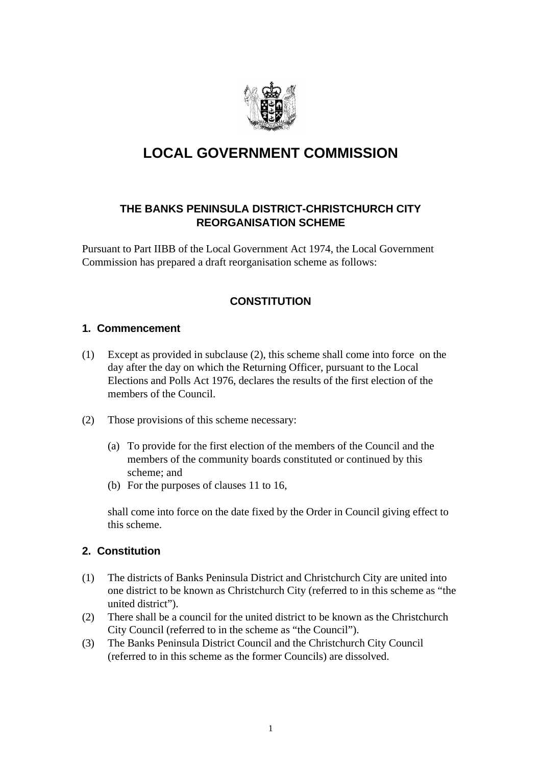# LOCAL GOVERNMENT COMMISSION

## THE BANKS PENINSULA DISTRICT-CHRISTCHURCH CITY REORGANISATION SCHEME

Pursuant to Part IIBB of the Local Government Act 1974, the Local Government Commission has prepared a draft reorganisation scheme as follows:

## CONSTITUTION

### 1. Commencement

(1) Except as provided in subclause (2), this scheme shall come into force on the day after the day on which the Returning Officer, pursuant to the Local Elections and Polls Act 1976, declares the results of the first election of the members of the Council.

(2) Those provisions of this scheme necessary:

- (a) To provide for the first election of the members of the Council and the members of the community boards constituted or continued by this scheme; and
- (b) For the purposes of clauses 11 to 16,

shall come into force on the date fixed by the Order in Council giving effect to this scheme.

### 2. Constitution

(1) The districts of Banks Peninsula District and Christchurch City are united into one district to be known as Christchurch City (referred to in this scheme as "the united district").

(2) There shall be a council for the united district to be known as the Christchurch City Council (referred to in the scheme as "the Council").

(3) The Banks Peninsula District Council and the Christchurch City Council (referred to in this scheme as the former Councils) are dissolved.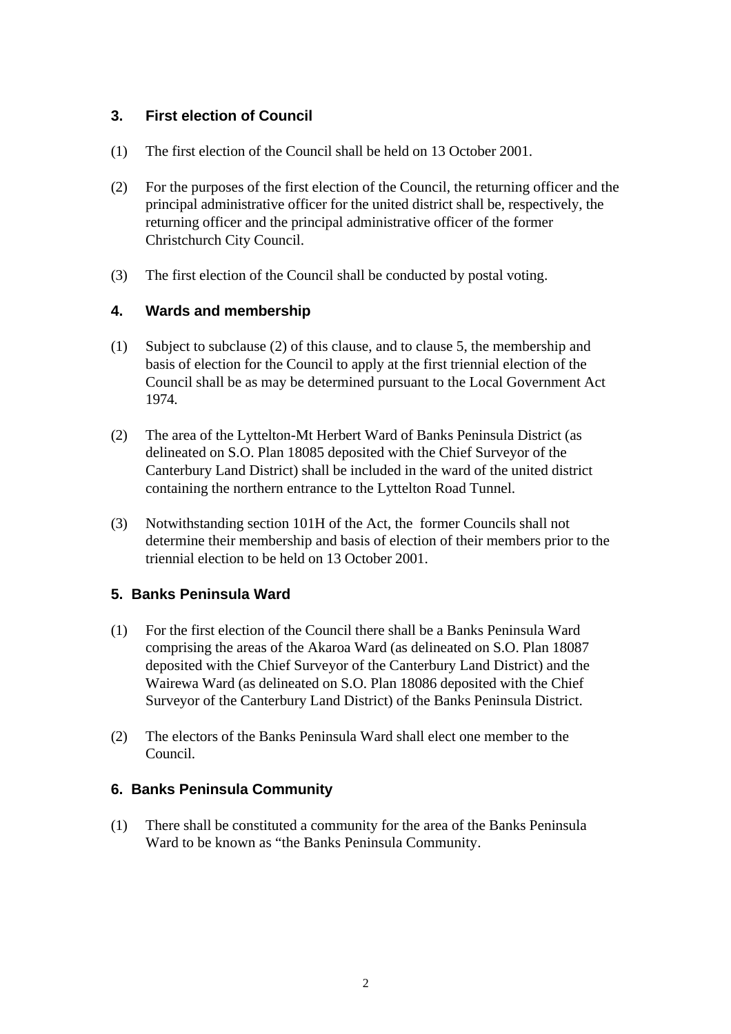### 3. First election of Council

(1) The first election of the Council shall be held on 13 October 2001.

(2) For the purposes of the first election of the Council, the returning officer and the principal administrative officer for the united district shall be, respectively, the returning officer and the principal administrative officer of the former Christchurch City Council.

(3) The first election of the Council shall be conducted by postal voting.

### 4. Wards and membership

(1) Subject to subclause (2) of this clause, and to clause 5, the membership and basis of election for the Council to apply at the first triennial election of the Council shall be as may be determined pursuant to the Local Government Act 1974.

(2) The area of the Lyttelton-Mt Herbert Ward of Banks Peninsula District (as delineated on S.O. Plan 18085 deposited with the Chief Surveyor of the Canterbury Land District) shall be included in the ward of the united district containing the northern entrance to the Lyttelton Road Tunnel.

(3) Notwithstanding section 101H of the Act, the former Councils shall not determine their membership and basis of election of their members prior to the triennial election to be held on 13 October 2001.

### 5. Banks Peninsula Ward

(1) For the first election of the Council there shall be a Banks Peninsula Ward comprising the areas of the Akaroa Ward (as delineated on S.O. Plan 18087 deposited with the Chief Surveyor of the Canterbury Land District) and the Wairewa Ward (as delineated on S.O. Plan 18086 deposited with the Chief Surveyor of the Canterbury Land District) of the Banks Peninsula District.

(2) The electors of the Banks Peninsula Ward shall elect one member to the Council.

### 6. Banks Peninsula Community

(1) There shall be constituted a community for the area of the Banks Peninsula Ward to be known as "the Banks Peninsula Community.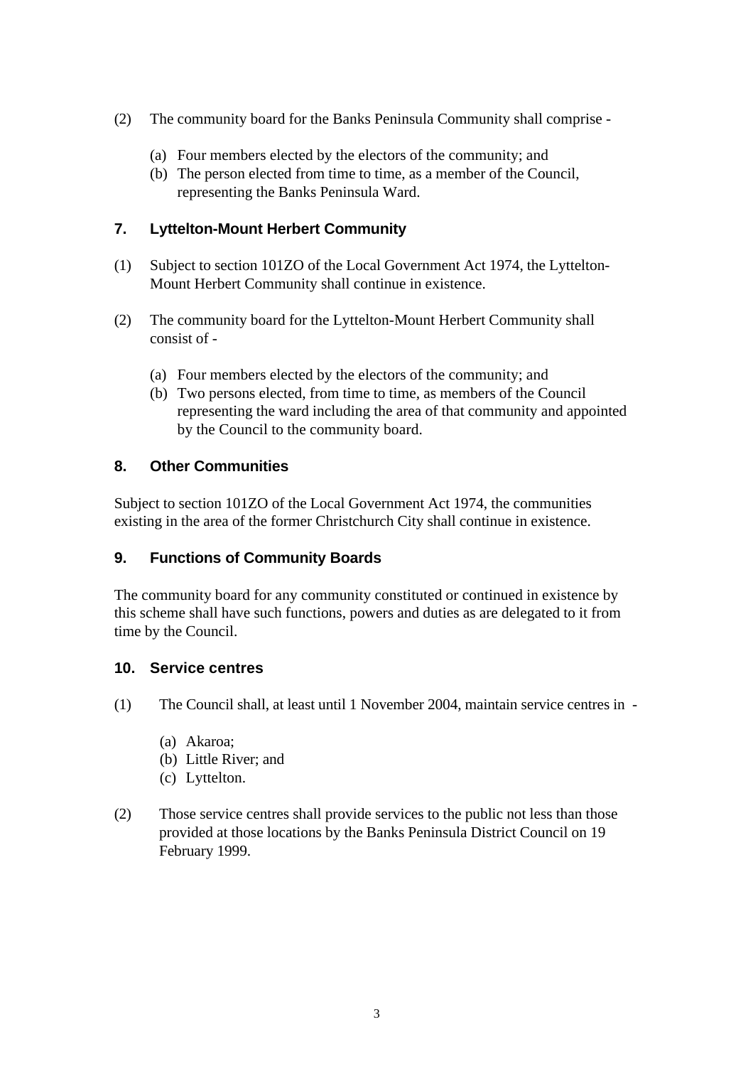(2) The community board for the Banks Peninsula Community shall comprise -

   (a) Four members elected by the electors of the community; and
   (b) The person elected from time to time, as a member of the Council, representing the Banks Peninsula Ward.

## 7. Lyttelton-Mount Herbert Community

(1) Subject to section 101ZO of the Local Government Act 1974, the Lyttelton-Mount Herbert Community shall continue in existence.

(2) The community board for the Lyttelton-Mount Herbert Community shall consist of -

   (a) Four members elected by the electors of the community; and
   (b) Two persons elected, from time to time, as members of the Council representing the ward including the area of that community and appointed by the Council to the community board.

## 8. Other Communities

Subject to section 101ZO of the Local Government Act 1974, the communities existing in the area of the former Christchurch City shall continue in existence.

## 9. Functions of Community Boards

The community board for any community constituted or continued in existence by this scheme shall have such functions, powers and duties as are delegated to it from time by the Council.

## 10. Service centres

(1) The Council shall, at least until 1 November 2004, maintain service centres in -

   (a) Akaroa;
   (b) Little River; and
   (c) Lyttelton.

(2) Those service centres shall provide services to the public not less than those provided at those locations by the Banks Peninsula District Council on 19 February 1999.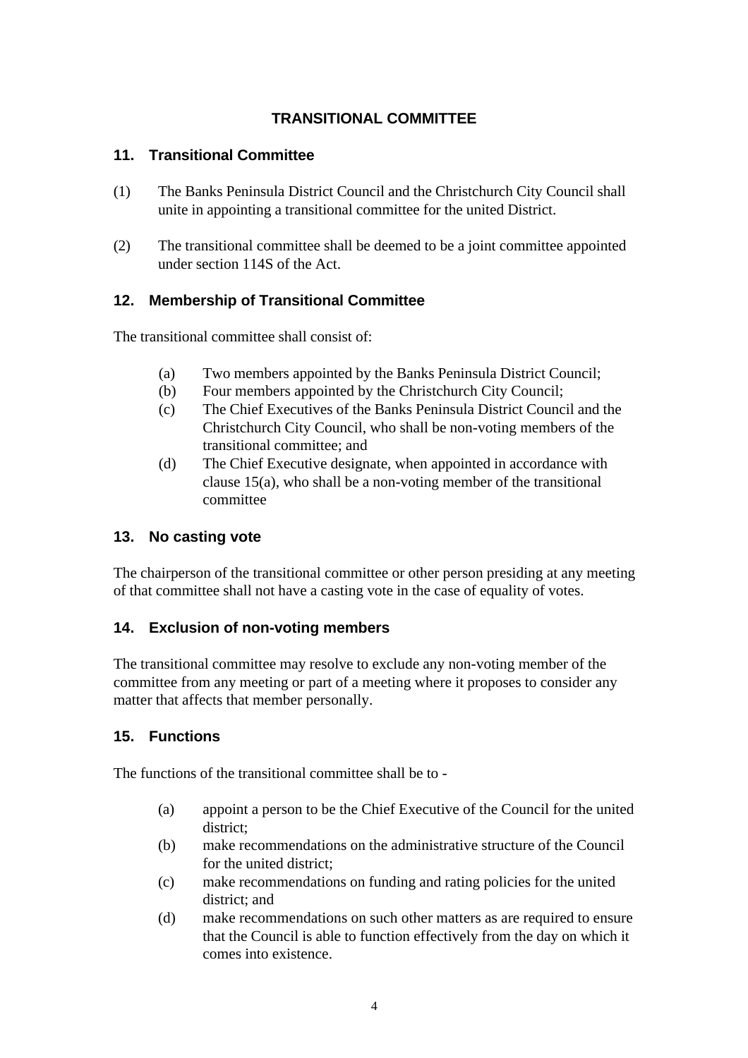# TRANSITIONAL COMMITTEE

## 11. Transitional Committee

(1) The Banks Peninsula District Council and the Christchurch City Council shall unite in appointing a transitional committee for the united District.

(2) The transitional committee shall be deemed to be a joint committee appointed under section 114S of the Act.

## 12. Membership of Transitional Committee

The transitional committee shall consist of:

- (a) Two members appointed by the Banks Peninsula District Council;
- (b) Four members appointed by the Christchurch City Council;
- (c) The Chief Executives of the Banks Peninsula District Council and the Christchurch City Council, who shall be non-voting members of the transitional committee; and
- (d) The Chief Executive designate, when appointed in accordance with clause 15(a), who shall be a non-voting member of the transitional committee

## 13. No casting vote

The chairperson of the transitional committee or other person presiding at any meeting of that committee shall not have a casting vote in the case of equality of votes.

## 14. Exclusion of non-voting members

The transitional committee may resolve to exclude any non-voting member of the committee from any meeting or part of a meeting where it proposes to consider any matter that affects that member personally.

## 15. Functions

The functions of the transitional committee shall be to -

- (a) appoint a person to be the Chief Executive of the Council for the united district;
- (b) make recommendations on the administrative structure of the Council for the united district;
- (c) make recommendations on funding and rating policies for the united district; and
- (d) make recommendations on such other matters as are required to ensure that the Council is able to function effectively from the day on which it comes into existence.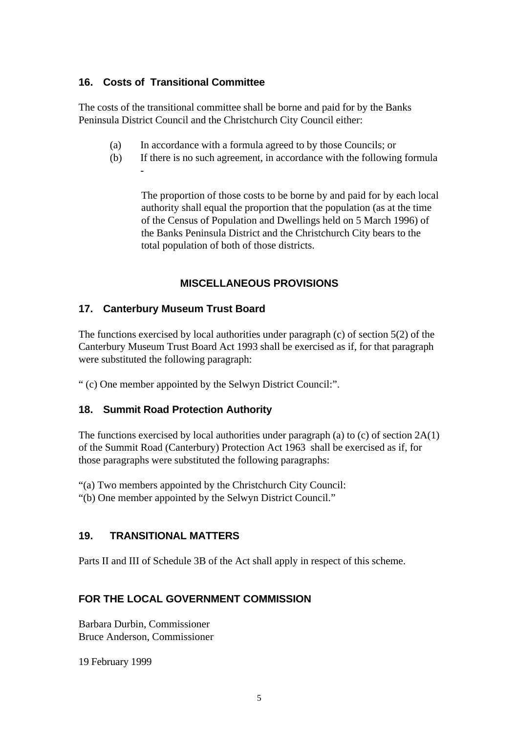## 16. Costs of Transitional Committee

The costs of the transitional committee shall be borne and paid for by the Banks Peninsula District Council and the Christchurch City Council either:

(a) In accordance with a formula agreed to by those Councils; or

(b) If there is no such agreement, in accordance with the following formula -

> The proportion of those costs to be borne by and paid for by each local authority shall equal the proportion that the population (as at the time of the Census of Population and Dwellings held on 5 March 1996) of the Banks Peninsula District and the Christchurch City bears to the total population of both of those districts.

## MISCELLANEOUS PROVISIONS

## 17. Canterbury Museum Trust Board

The functions exercised by local authorities under paragraph (c) of section 5(2) of the Canterbury Museum Trust Board Act 1993 shall be exercised as if, for that paragraph were substituted the following paragraph:

" (c) One member appointed by the Selwyn District Council:".

## 18. Summit Road Protection Authority

The functions exercised by local authorities under paragraph (a) to (c) of section 2A(1) of the Summit Road (Canterbury) Protection Act 1963 shall be exercised as if, for those paragraphs were substituted the following paragraphs:

"(a) Two members appointed by the Christchurch City Council:
"(b) One member appointed by the Selwyn District Council."

## 19. TRANSITIONAL MATTERS

Parts II and III of Schedule 3B of the Act shall apply in respect of this scheme.

## FOR THE LOCAL GOVERNMENT COMMISSION

Barbara Durbin, Commissioner
Bruce Anderson, Commissioner

19 February 1999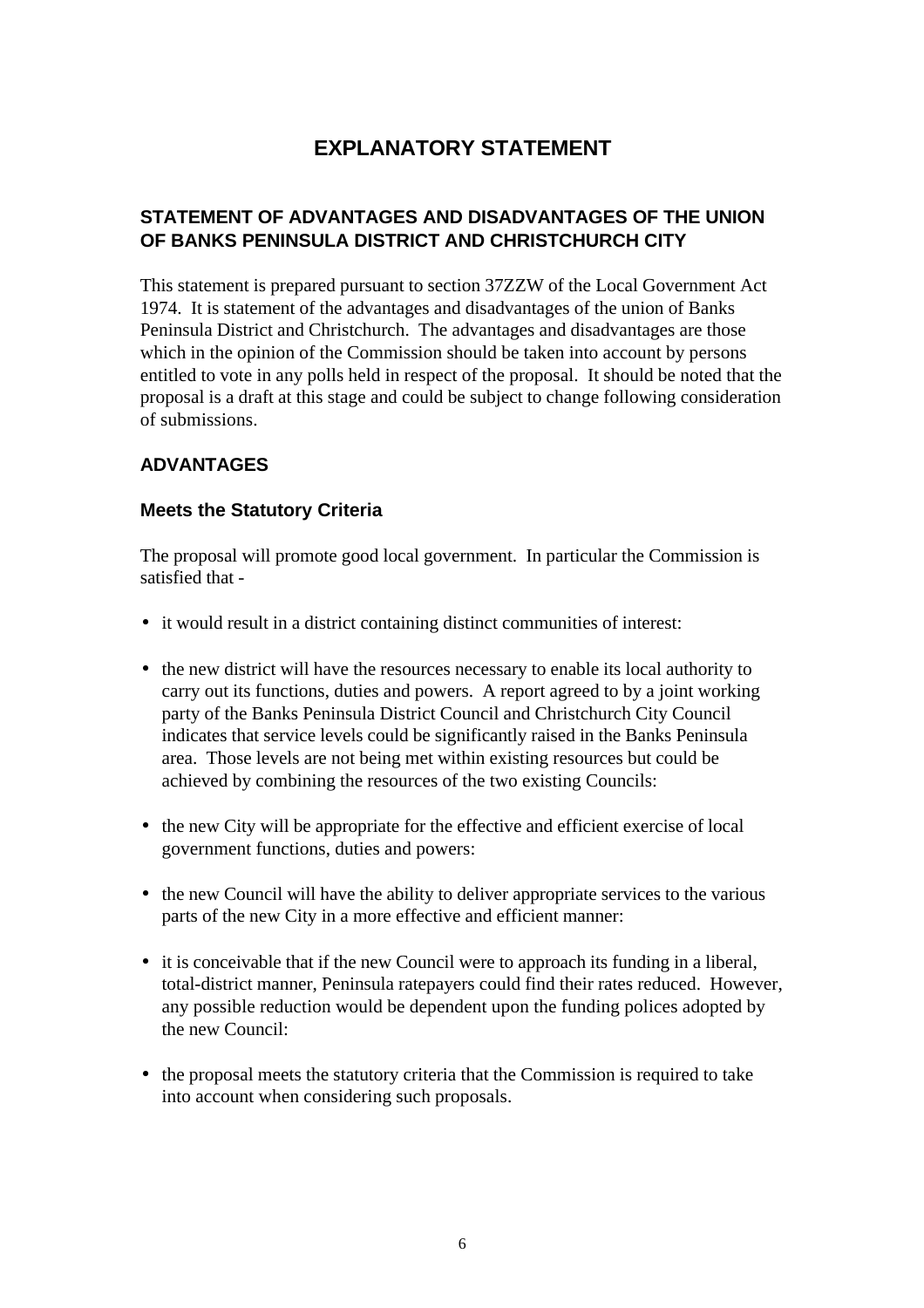# EXPLANATORY STATEMENT

## STATEMENT OF ADVANTAGES AND DISADVANTAGES OF THE UNION OF BANKS PENINSULA DISTRICT AND CHRISTCHURCH CITY

This statement is prepared pursuant to section 37ZZW of the Local Government Act 1974. It is statement of the advantages and disadvantages of the union of Banks Peninsula District and Christchurch. The advantages and disadvantages are those which in the opinion of the Commission should be taken into account by persons entitled to vote in any polls held in respect of the proposal. It should be noted that the proposal is a draft at this stage and could be subject to change following consideration of submissions.

## ADVANTAGES

### Meets the Statutory Criteria

The proposal will promote good local government. In particular the Commission is satisfied that -

- it would result in a district containing distinct communities of interest:
- the new district will have the resources necessary to enable its local authority to carry out its functions, duties and powers. A report agreed to by a joint working party of the Banks Peninsula District Council and Christchurch City Council indicates that service levels could be significantly raised in the Banks Peninsula area. Those levels are not being met within existing resources but could be achieved by combining the resources of the two existing Councils:
- the new City will be appropriate for the effective and efficient exercise of local government functions, duties and powers:
- the new Council will have the ability to deliver appropriate services to the various parts of the new City in a more effective and efficient manner:
- it is conceivable that if the new Council were to approach its funding in a liberal, total-district manner, Peninsula ratepayers could find their rates reduced. However, any possible reduction would be dependent upon the funding polices adopted by the new Council:
- the proposal meets the statutory criteria that the Commission is required to take into account when considering such proposals.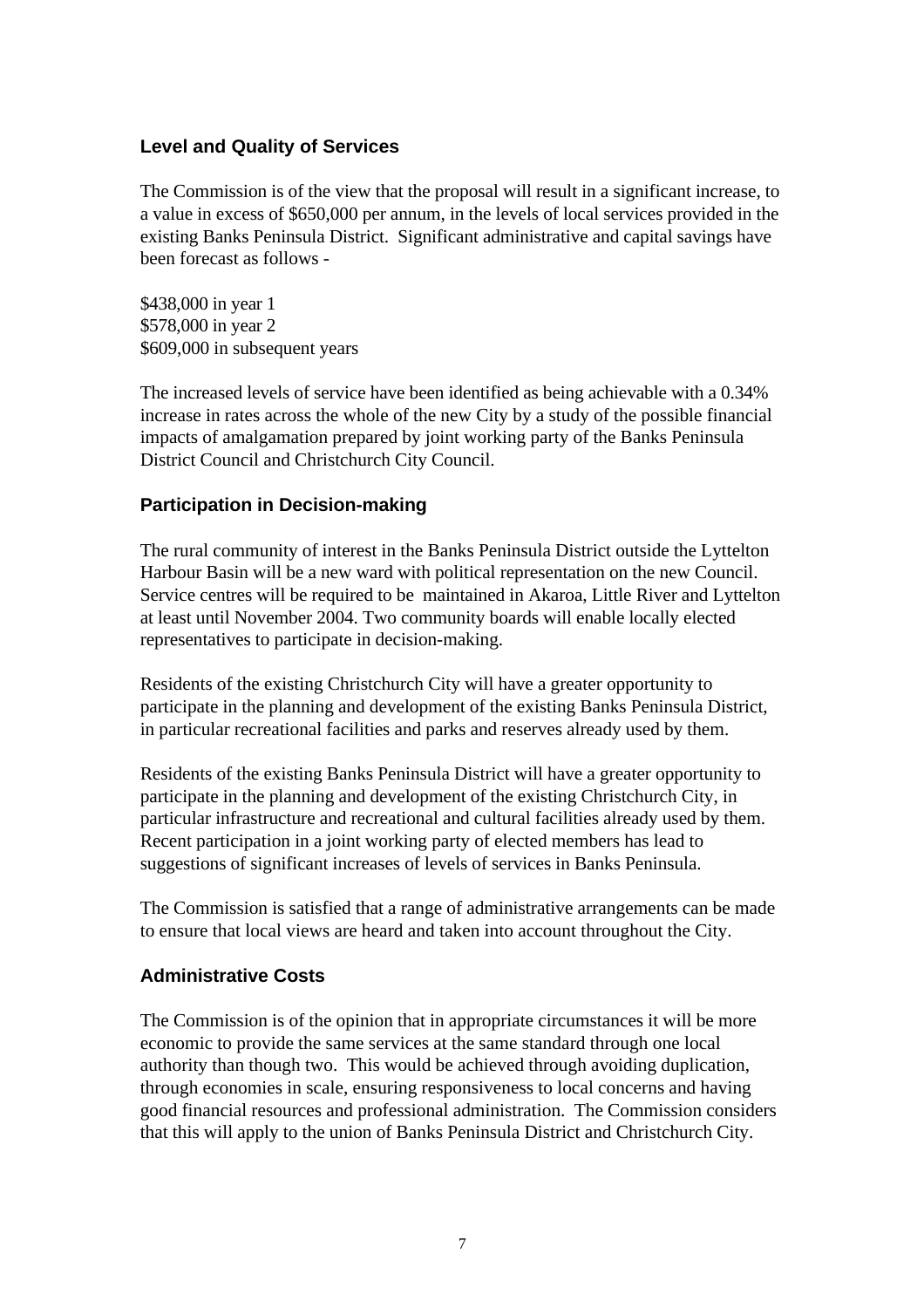### Level and Quality of Services

The Commission is of the view that the proposal will result in a significant increase, to a value in excess of $650,000 per annum, in the levels of local services provided in the existing Banks Peninsula District. Significant administrative and capital savings have been forecast as follows -

$438,000 in year 1
$578,000 in year 2
$609,000 in subsequent years

The increased levels of service have been identified as being achievable with a 0.34% increase in rates across the whole of the new City by a study of the possible financial impacts of amalgamation prepared by joint working party of the Banks Peninsula District Council and Christchurch City Council.

### Participation in Decision-making

The rural community of interest in the Banks Peninsula District outside the Lyttelton Harbour Basin will be a new ward with political representation on the new Council. Service centres will be required to be maintained in Akaroa, Little River and Lyttelton at least until November 2004. Two community boards will enable locally elected representatives to participate in decision-making.

Residents of the existing Christchurch City will have a greater opportunity to participate in the planning and development of the existing Banks Peninsula District, in particular recreational facilities and parks and reserves already used by them.

Residents of the existing Banks Peninsula District will have a greater opportunity to participate in the planning and development of the existing Christchurch City, in particular infrastructure and recreational and cultural facilities already used by them. Recent participation in a joint working party of elected members has lead to suggestions of significant increases of levels of services in Banks Peninsula.

The Commission is satisfied that a range of administrative arrangements can be made to ensure that local views are heard and taken into account throughout the City.

### Administrative Costs

The Commission is of the opinion that in appropriate circumstances it will be more economic to provide the same services at the same standard through one local authority than though two. This would be achieved through avoiding duplication, through economies in scale, ensuring responsiveness to local concerns and having good financial resources and professional administration. The Commission considers that this will apply to the union of Banks Peninsula District and Christchurch City.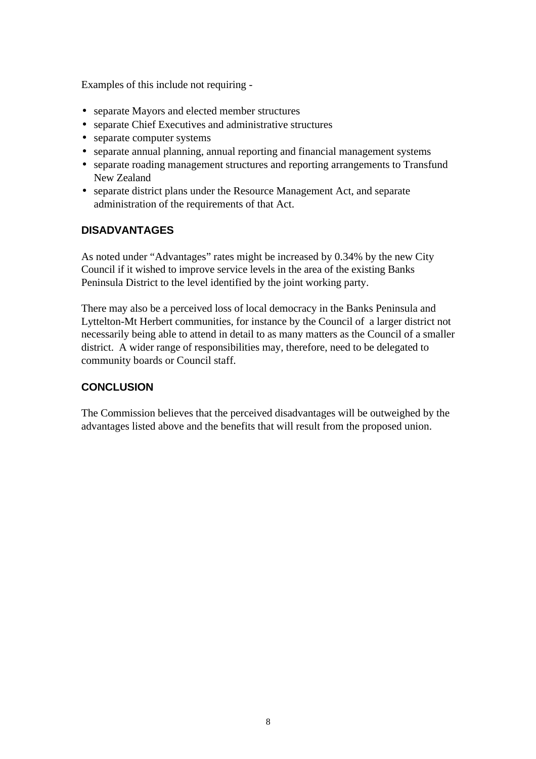Examples of this include not requiring -

- separate Mayors and elected member structures
- separate Chief Executives and administrative structures
- separate computer systems
- separate annual planning, annual reporting and financial management systems
- separate roading management structures and reporting arrangements to Transfund New Zealand
- separate district plans under the Resource Management Act, and separate administration of the requirements of that Act.

## DISADVANTAGES

As noted under "Advantages" rates might be increased by 0.34% by the new City Council if it wished to improve service levels in the area of the existing Banks Peninsula District to the level identified by the joint working party.

There may also be a perceived loss of local democracy in the Banks Peninsula and Lyttelton-Mt Herbert communities, for instance by the Council of a larger district not necessarily being able to attend in detail to as many matters as the Council of a smaller district. A wider range of responsibilities may, therefore, need to be delegated to community boards or Council staff.

## CONCLUSION

The Commission believes that the perceived disadvantages will be outweighed by the advantages listed above and the benefits that will result from the proposed union.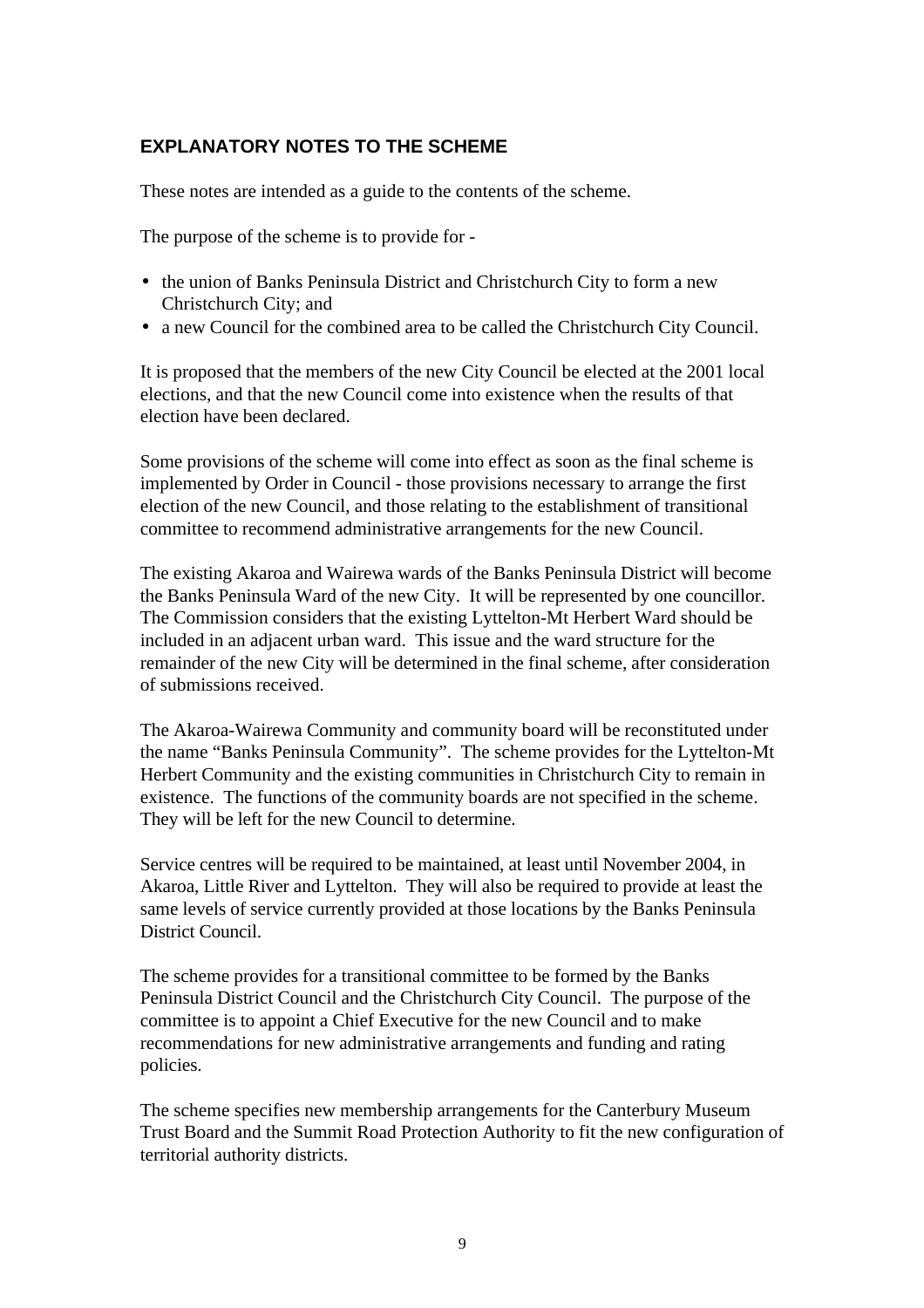## EXPLANATORY NOTES TO THE SCHEME

These notes are intended as a guide to the contents of the scheme.

The purpose of the scheme is to provide for -

- the union of Banks Peninsula District and Christchurch City to form a new Christchurch City; and
- a new Council for the combined area to be called the Christchurch City Council.

It is proposed that the members of the new City Council be elected at the 2001 local elections, and that the new Council come into existence when the results of that election have been declared.

Some provisions of the scheme will come into effect as soon as the final scheme is implemented by Order in Council - those provisions necessary to arrange the first election of the new Council, and those relating to the establishment of transitional committee to recommend administrative arrangements for the new Council.

The existing Akaroa and Wairewa wards of the Banks Peninsula District will become the Banks Peninsula Ward of the new City. It will be represented by one councillor. The Commission considers that the existing Lyttelton-Mt Herbert Ward should be included in an adjacent urban ward. This issue and the ward structure for the remainder of the new City will be determined in the final scheme, after consideration of submissions received.

The Akaroa-Wairewa Community and community board will be reconstituted under the name "Banks Peninsula Community". The scheme provides for the Lyttelton-Mt Herbert Community and the existing communities in Christchurch City to remain in existence. The functions of the community boards are not specified in the scheme. They will be left for the new Council to determine.

Service centres will be required to be maintained, at least until November 2004, in Akaroa, Little River and Lyttelton. They will also be required to provide at least the same levels of service currently provided at those locations by the Banks Peninsula District Council.

The scheme provides for a transitional committee to be formed by the Banks Peninsula District Council and the Christchurch City Council. The purpose of the committee is to appoint a Chief Executive for the new Council and to make recommendations for new administrative arrangements and funding and rating policies.

The scheme specifies new membership arrangements for the Canterbury Museum Trust Board and the Summit Road Protection Authority to fit the new configuration of territorial authority districts.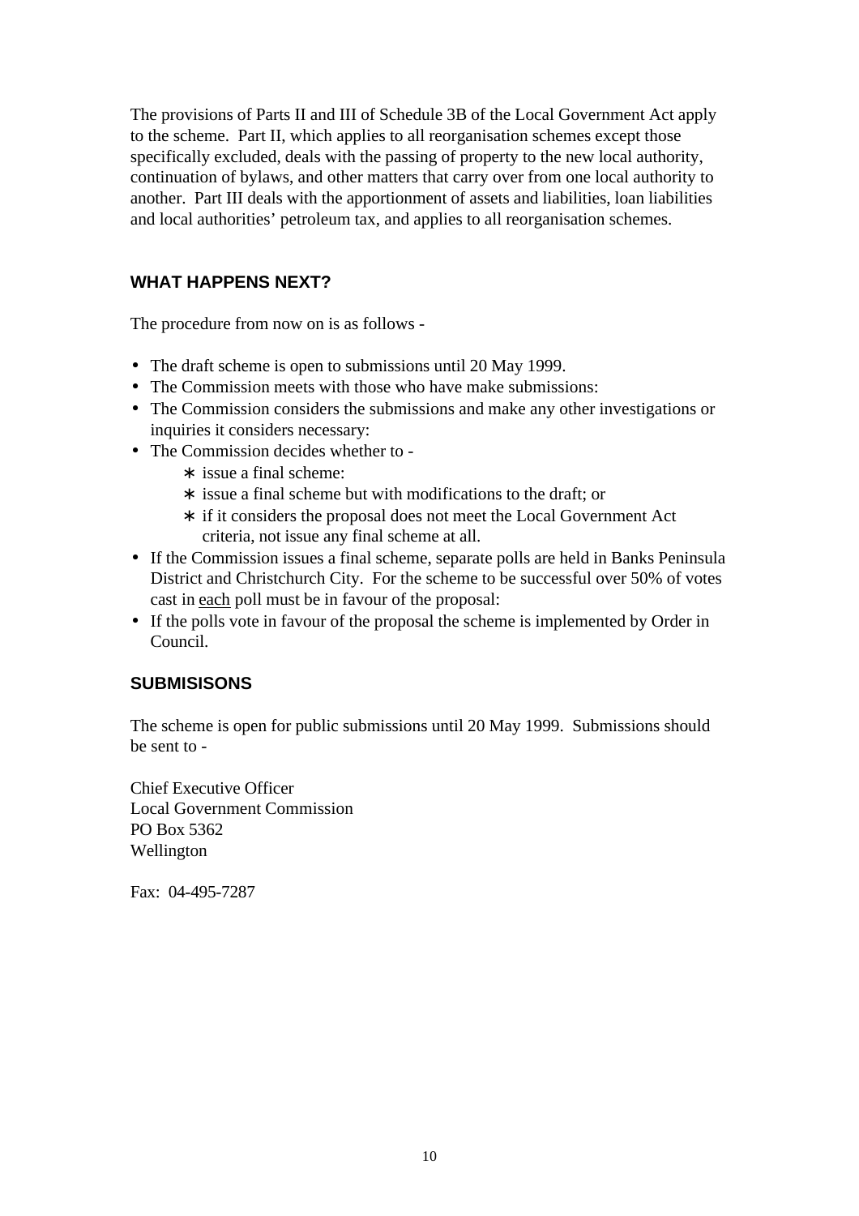The provisions of Parts II and III of Schedule 3B of the Local Government Act apply to the scheme.  Part II, which applies to all reorganisation schemes except those specifically excluded, deals with the passing of property to the new local authority, continuation of bylaws, and other matters that carry over from one local authority to another.  Part III deals with the apportionment of assets and liabilities, loan liabilities and local authorities' petroleum tax, and applies to all reorganisation schemes.

## WHAT HAPPENS NEXT?

The procedure from now on is as follows -

- The draft scheme is open to submissions until 20 May 1999.
- The Commission meets with those who have make submissions:
- The Commission considers the submissions and make any other investigations or inquiries it considers necessary:
- The Commission decides whether to -
  - issue a final scheme:
  - issue a final scheme but with modifications to the draft; or
  - if it considers the proposal does not meet the Local Government Act criteria, not issue any final scheme at all.
- If the Commission issues a final scheme, separate polls are held in Banks Peninsula District and Christchurch City.  For the scheme to be successful over 50% of votes cast in <u>each</u> poll must be in favour of the proposal:
- If the polls vote in favour of the proposal the scheme is implemented by Order in Council.

## SUBMISISONS

The scheme is open for public submissions until 20 May 1999.  Submissions should be sent to -

Chief Executive Officer
Local Government Commission
PO Box 5362
Wellington

Fax:  04-495-7287